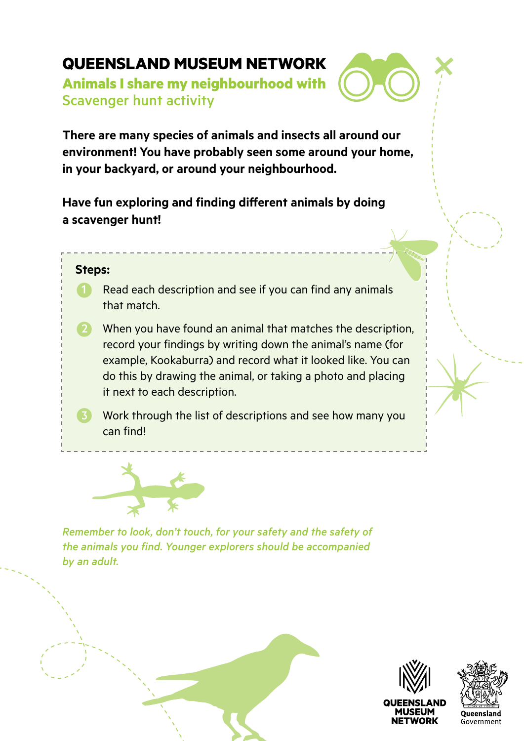# QUEENSLAND MUSEUM NETWORK

## Animals I share my neighbourhood with

Scavenger hunt activity

**There are many species of animals and insects all around our environment! You have probably seen some around your home, in your backyard, or around your neighbourhood.**

**Have fun exploring and finding different animals by doing a scavenger hunt!**

**Steps:**

1. Read each description and see if you can find any animals that match.
2. When you have found an animal that matches the description, record your findings by writing down the animal's name (for example, Kookaburra) and record what it looked like. You can do this by drawing the animal, or taking a photo and placing it next to each description.
3. Work through the list of descriptions and see how many you can find!

*Remember to look, don't touch, for your safety and the safety of the animals you find. Younger explorers should be accompanied by an adult.*

QUEENSLAND MUSEUM NETWORK

Queensland Government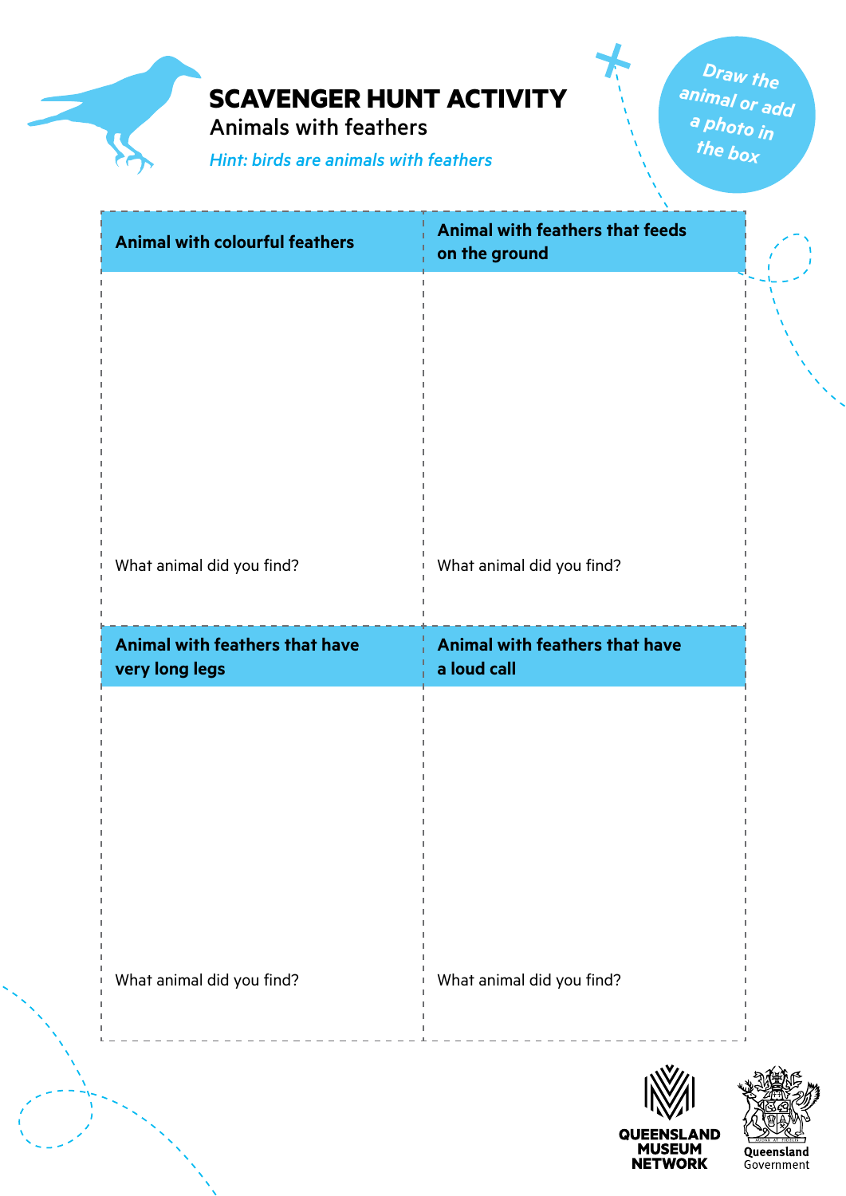# SCAVENGER HUNT ACTIVITY

## Animals with feathers

*Hint: birds are animals with feathers*

Draw the animal or add a photo in the box

| Animal with colourful feathers | Animal with feathers that feeds on the ground |
| --- | --- |
| What animal did you find? | What animal did you find? |

| Animal with feathers that have very long legs | Animal with feathers that have a loud call |
| --- | --- |
| What animal did you find? | What animal did you find? |

QUEENSLAND MUSEUM NETWORK

Queensland Government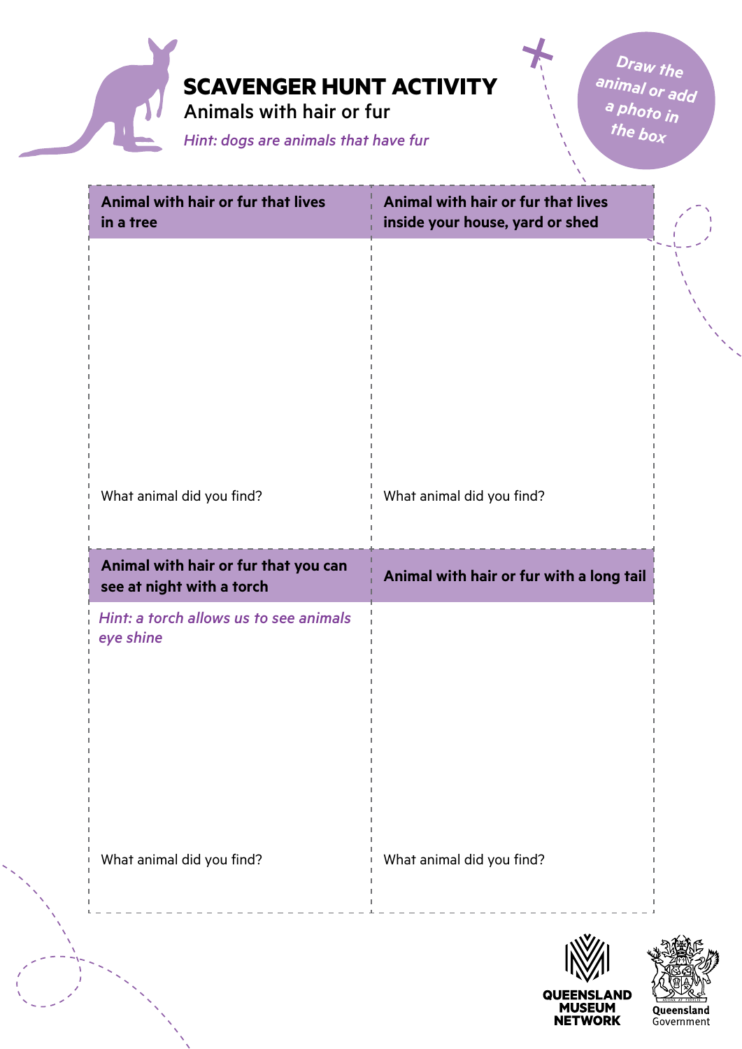# SCAVENGER HUNT ACTIVITY

## Animals with hair or fur

*Hint: dogs are animals that have fur*

Draw the animal or add a photo in the box

| Animal with hair or fur that lives in a tree | Animal with hair or fur that lives inside your house, yard or shed |
|---|---|
| What animal did you find? | What animal did you find? |

| Animal with hair or fur that you can see at night with a torch | Animal with hair or fur with a long tail |
|---|---|
| *Hint: a torch allows us to see animals eye shine* | |
| What animal did you find? | What animal did you find? |

QUEENSLAND MUSEUM NETWORK

Queensland Government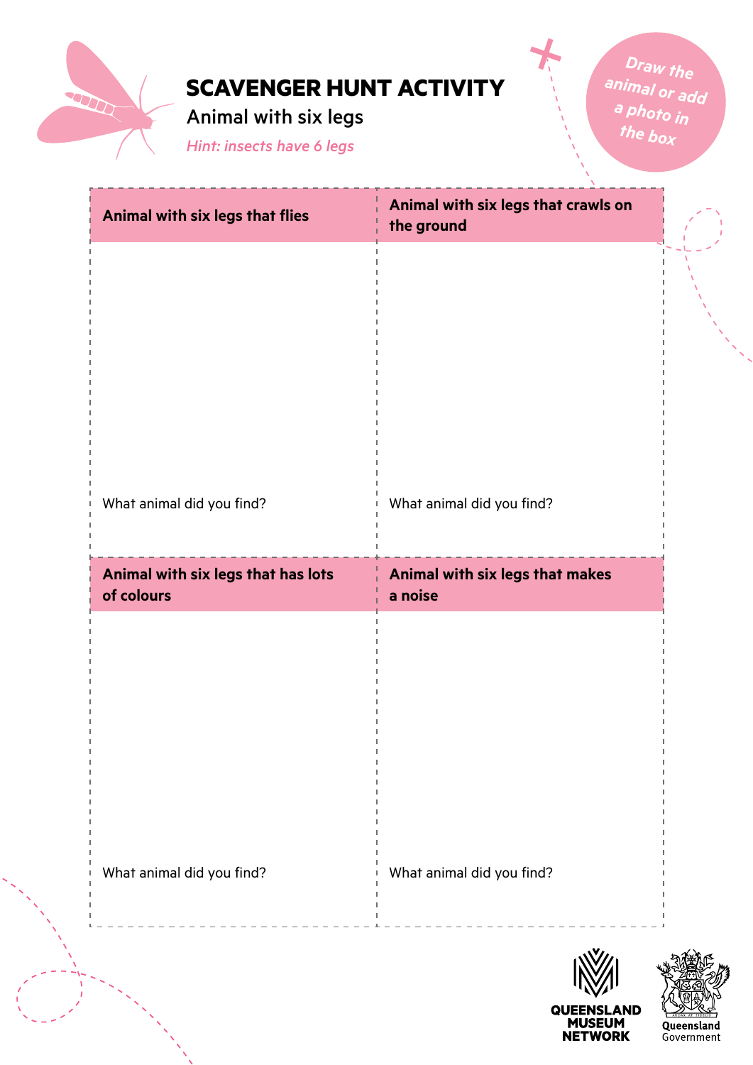# SCAVENGER HUNT ACTIVITY

## Animal with six legs

*Hint: insects have 6 legs*

Draw the animal or add a photo in the box

| Animal with six legs that flies | Animal with six legs that crawls on the ground |
| --- | --- |
| What animal did you find? | What animal did you find? |

| Animal with six legs that has lots of colours | Animal with six legs that makes a noise |
| --- | --- |
| What animal did you find? | What animal did you find? |

QUEENSLAND MUSEUM NETWORK

Queensland Government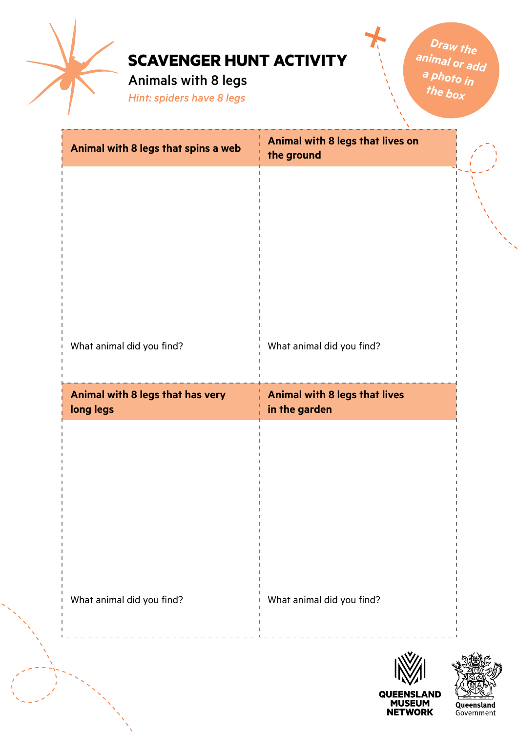# SCAVENGER HUNT ACTIVITY

## Animals with 8 legs

*Hint: spiders have 8 legs*

Draw the animal or add a photo in the box

| Animal with 8 legs that spins a web | Animal with 8 legs that lives on the ground |
|---|---|
| What animal did you find? | What animal did you find? |

| Animal with 8 legs that has very long legs | Animal with 8 legs that lives in the garden |
|---|---|
| What animal did you find? | What animal did you find? |

QUEENSLAND MUSEUM NETWORK

Queensland Government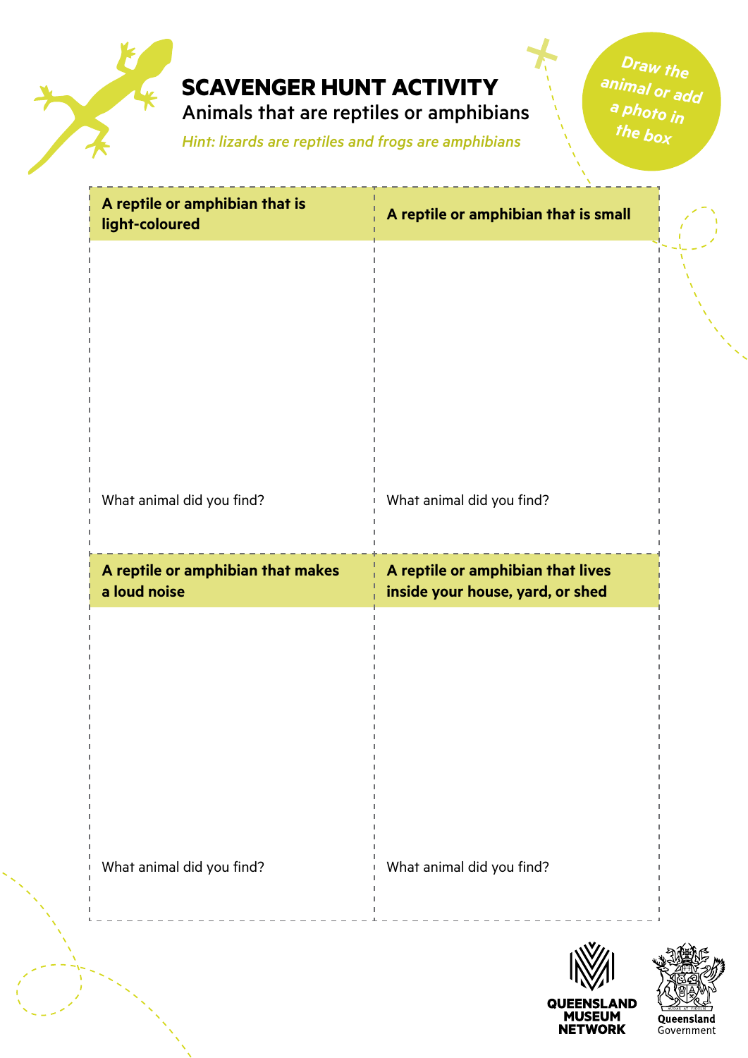# SCAVENGER HUNT ACTIVITY

## Animals that are reptiles or amphibians

*Hint: lizards are reptiles and frogs are amphibians*

**Draw the animal or add a photo in the box**

| **A reptile or amphibian that is light-coloured** | **A reptile or amphibian that is small** |
| --- | --- |
| What animal did you find? | What animal did you find? |
| **A reptile or amphibian that makes a loud noise** | **A reptile or amphibian that lives inside your house, yard, or shed** |
| What animal did you find? | What animal did you find? |

QUEENSLAND MUSEUM NETWORK

Queensland Government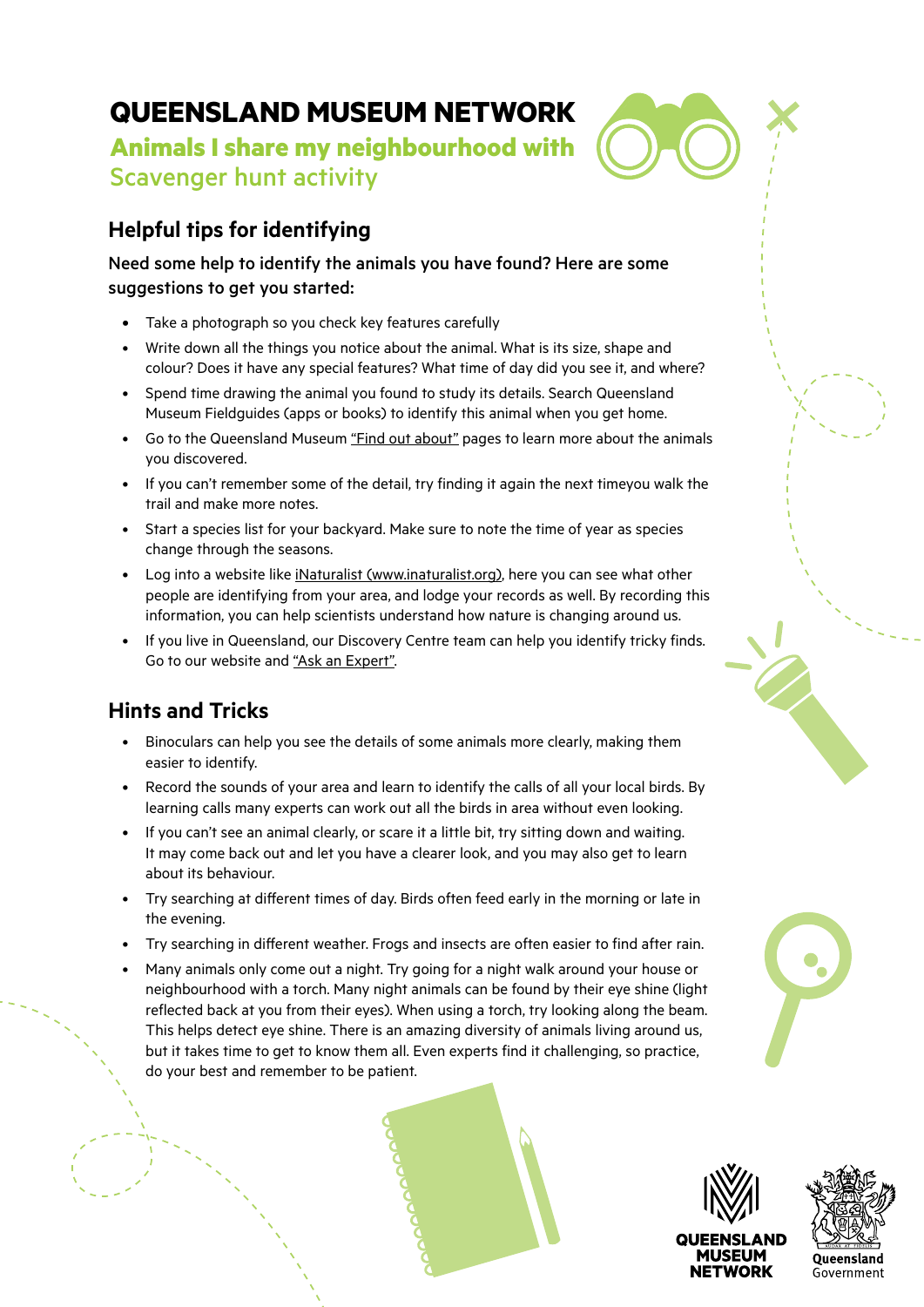# QUEENSLAND MUSEUM NETWORK

## Animals I share my neighbourhood with

Scavenger hunt activity

## Helpful tips for identifying

**Need some help to identify the animals you have found? Here are some suggestions to get you started:**

- Take a photograph so you check key features carefully
- Write down all the things you notice about the animal. What is its size, shape and colour? Does it have any special features? What time of day did you see it, and where?
- Spend time drawing the animal you found to study its details. Search Queensland Museum Fieldguides (apps or books) to identify this animal when you get home.
- Go to the Queensland Museum "Find out about" pages to learn more about the animals you discovered.
- If you can't remember some of the detail, try finding it again the next timeyou walk the trail and make more notes.
- Start a species list for your backyard. Make sure to note the time of year as species change through the seasons.
- Log into a website like iNaturalist (www.inaturalist.org), here you can see what other people are identifying from your area, and lodge your records as well. By recording this information, you can help scientists understand how nature is changing around us.
- If you live in Queensland, our Discovery Centre team can help you identify tricky finds. Go to our website and "Ask an Expert".

## Hints and Tricks

- Binoculars can help you see the details of some animals more clearly, making them easier to identify.
- Record the sounds of your area and learn to identify the calls of all your local birds. By learning calls many experts can work out all the birds in area without even looking.
- If you can't see an animal clearly, or scare it a little bit, try sitting down and waiting. It may come back out and let you have a clearer look, and you may also get to learn about its behaviour.
- Try searching at different times of day. Birds often feed early in the morning or late in the evening.
- Try searching in different weather. Frogs and insects are often easier to find after rain.
- Many animals only come out a night. Try going for a night walk around your house or neighbourhood with a torch. Many night animals can be found by their eye shine (light reflected back at you from their eyes). When using a torch, try looking along the beam. This helps detect eye shine. There is an amazing diversity of animals living around us, but it takes time to get to know them all. Even experts find it challenging, so practice, do your best and remember to be patient.

QUEENSLAND MUSEUM NETWORK

Queensland Government